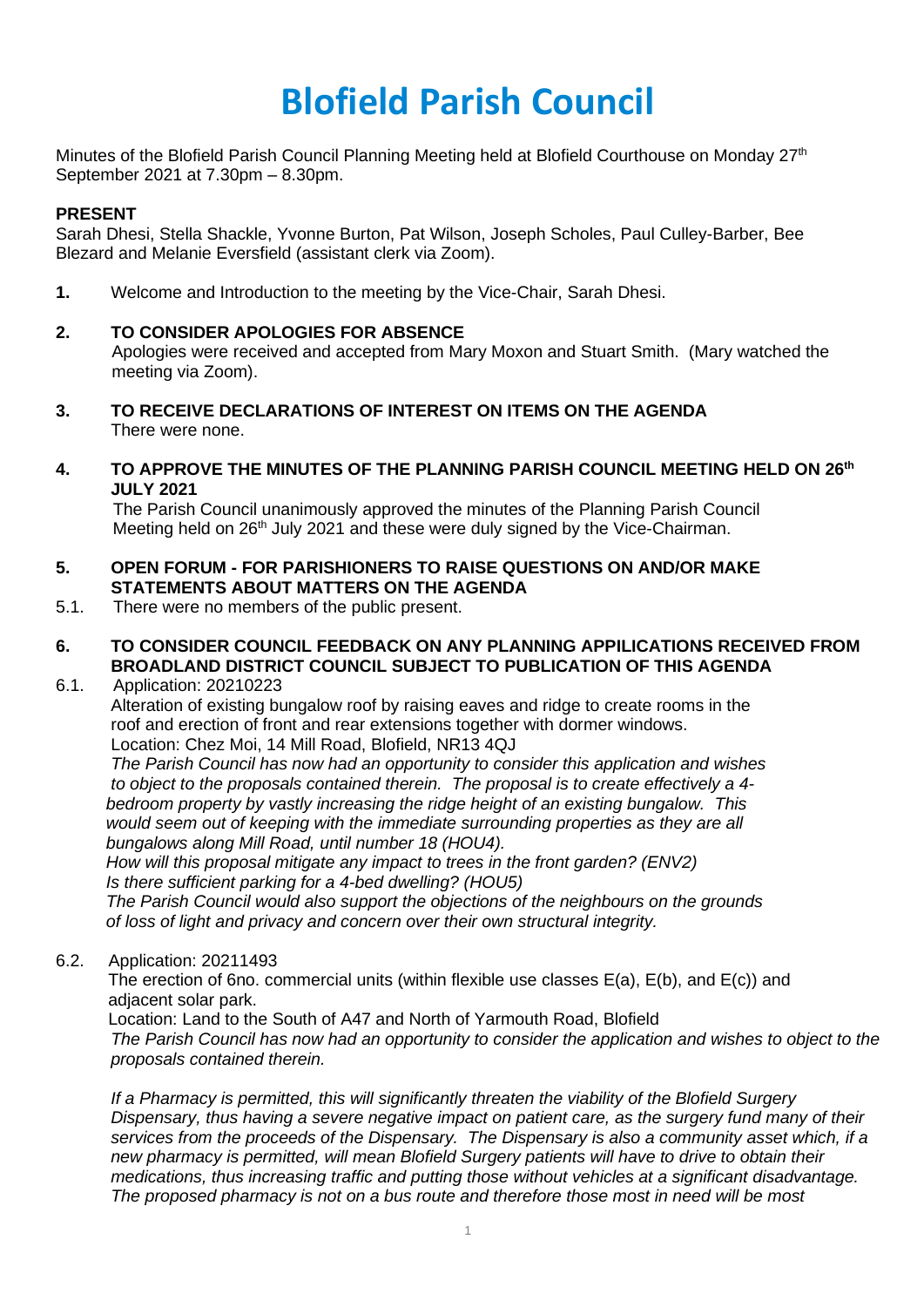# Blofield Parish Council

Minutes of the Blofield Parish Council Planning Meeting held at Blofield Courthouse on Monday 27th September 2021 at 7.30pm – 8.30pm.

**PRESENT**

Sarah Dhesi, Stella Shackle, Yvonne Burton, Pat Wilson, Joseph Scholes, Paul Culley-Barber, Bee Blezard and Melanie Eversfield (assistant clerk via Zoom).

**1.** Welcome and Introduction to the meeting by the Vice-Chair, Sarah Dhesi.

**2. TO CONSIDER APOLOGIES FOR ABSENCE**

Apologies were received and accepted from Mary Moxon and Stuart Smith. (Mary watched the meeting via Zoom).

**3. TO RECEIVE DECLARATIONS OF INTEREST ON ITEMS ON THE AGENDA**

There were none.

**4. TO APPROVE THE MINUTES OF THE PLANNING PARISH COUNCIL MEETING HELD ON 26th JULY 2021**

The Parish Council unanimously approved the minutes of the Planning Parish Council Meeting held on 26th July 2021 and these were duly signed by the Vice-Chairman.

**5. OPEN FORUM - FOR PARISHIONERS TO RAISE QUESTIONS ON AND/OR MAKE STATEMENTS ABOUT MATTERS ON THE AGENDA**

5.1. There were no members of the public present.

**6. TO CONSIDER COUNCIL FEEDBACK ON ANY PLANNING APPLICATIONS RECEIVED FROM BROADLAND DISTRICT COUNCIL SUBJECT TO PUBLICATION OF THIS AGENDA**

6.1. Application: 20210223

Alteration of existing bungalow roof by raising eaves and ridge to create rooms in the roof and erection of front and rear extensions together with dormer windows.

Location: Chez Moi, 14 Mill Road, Blofield, NR13 4QJ

*The Parish Council has now had an opportunity to consider this application and wishes to object to the proposals contained therein. The proposal is to create effectively a 4-bedroom property by vastly increasing the ridge height of an existing bungalow. This would seem out of keeping with the immediate surrounding properties as they are all bungalows along Mill Road, until number 18 (HOU4).*

*How will this proposal mitigate any impact to trees in the front garden? (ENV2)*

*Is there sufficient parking for a 4-bed dwelling? (HOU5)*

*The Parish Council would also support the objections of the neighbours on the grounds of loss of light and privacy and concern over their own structural integrity.*

6.2. Application: 20211493

The erection of 6no. commercial units (within flexible use classes E(a), E(b), and E(c)) and adjacent solar park.

Location: Land to the South of A47 and North of Yarmouth Road, Blofield

*The Parish Council has now had an opportunity to consider the application and wishes to object to the proposals contained therein.*

*If a Pharmacy is permitted, this will significantly threaten the viability of the Blofield Surgery Dispensary, thus having a severe negative impact on patient care, as the surgery fund many of their services from the proceeds of the Dispensary. The Dispensary is also a community asset which, if a new pharmacy is permitted, will mean Blofield Surgery patients will have to drive to obtain their medications, thus increasing traffic and putting those without vehicles at a significant disadvantage. The proposed pharmacy is not on a bus route and therefore those most in need will be most*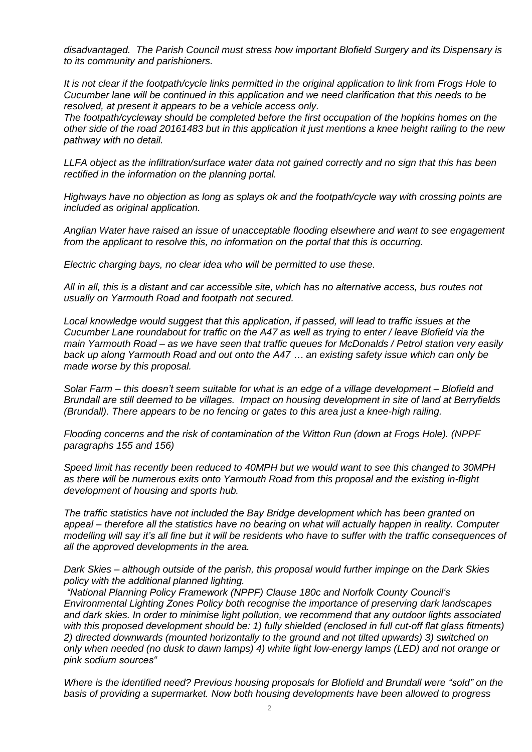*disadvantaged. The Parish Council must stress how important Blofield Surgery and its Dispensary is to its community and parishioners.*

*It is not clear if the footpath/cycle links permitted in the original application to link from Frogs Hole to Cucumber lane will be continued in this application and we need clarification that this needs to be resolved, at present it appears to be a vehicle access only.*
*The footpath/cycleway should be completed before the first occupation of the hopkins homes on the other side of the road 20161483 but in this application it just mentions a knee height railing to the new pathway with no detail.*

*LLFA object as the infiltration/surface water data not gained correctly and no sign that this has been rectified in the information on the planning portal.*

*Highways have no objection as long as splays ok and the footpath/cycle way with crossing points are included as original application.*

*Anglian Water have raised an issue of unacceptable flooding elsewhere and want to see engagement from the applicant to resolve this, no information on the portal that this is occurring.*

*Electric charging bays, no clear idea who will be permitted to use these.*

*All in all, this is a distant and car accessible site, which has no alternative access, bus routes not usually on Yarmouth Road and footpath not secured.*

*Local knowledge would suggest that this application, if passed, will lead to traffic issues at the Cucumber Lane roundabout for traffic on the A47 as well as trying to enter / leave Blofield via the main Yarmouth Road – as we have seen that traffic queues for McDonalds / Petrol station very easily back up along Yarmouth Road and out onto the A47 … an existing safety issue which can only be made worse by this proposal.*

*Solar Farm – this doesn't seem suitable for what is an edge of a village development – Blofield and Brundall are still deemed to be villages. Impact on housing development in site of land at Berryfields (Brundall). There appears to be no fencing or gates to this area just a knee-high railing.*

*Flooding concerns and the risk of contamination of the Witton Run (down at Frogs Hole). (NPPF paragraphs 155 and 156)*

*Speed limit has recently been reduced to 40MPH but we would want to see this changed to 30MPH as there will be numerous exits onto Yarmouth Road from this proposal and the existing in-flight development of housing and sports hub.*

*The traffic statistics have not included the Bay Bridge development which has been granted on appeal – therefore all the statistics have no bearing on what will actually happen in reality. Computer modelling will say it's all fine but it will be residents who have to suffer with the traffic consequences of all the approved developments in the area.*

*Dark Skies – although outside of the parish, this proposal would further impinge on the Dark Skies policy with the additional planned lighting.*
*"National Planning Policy Framework (NPPF) Clause 180c and Norfolk County Council's Environmental Lighting Zones Policy both recognise the importance of preserving dark landscapes and dark skies. In order to minimise light pollution, we recommend that any outdoor lights associated with this proposed development should be: 1) fully shielded (enclosed in full cut-off flat glass fitments) 2) directed downwards (mounted horizontally to the ground and not tilted upwards) 3) switched on only when needed (no dusk to dawn lamps) 4) white light low-energy lamps (LED) and not orange or pink sodium sources"*

*Where is the identified need? Previous housing proposals for Blofield and Brundall were "sold" on the basis of providing a supermarket. Now both housing developments have been allowed to progress*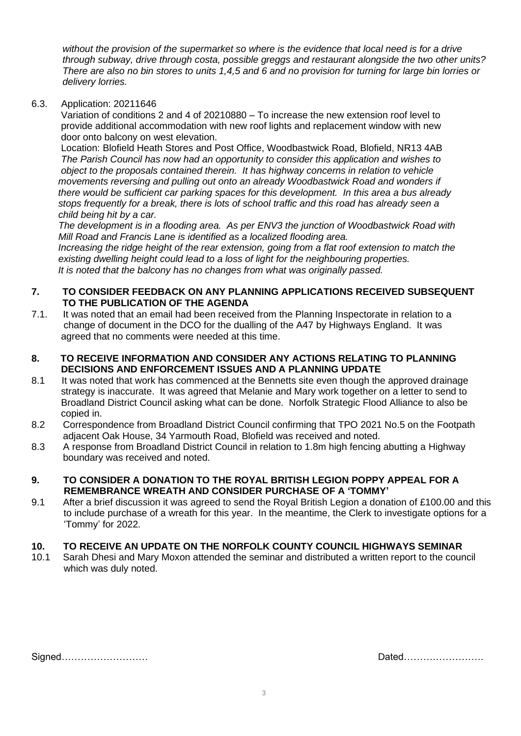*without the provision of the supermarket so where is the evidence that local need is for a drive through subway, drive through costa, possible greggs and restaurant alongside the two other units? There are also no bin stores to units 1,4,5 and 6 and no provision for turning for large bin lorries or delivery lorries.*

6.3. Application: 20211646

Variation of conditions 2 and 4 of 20210880 – To increase the new extension roof level to provide additional accommodation with new roof lights and replacement window with new door onto balcony on west elevation.

Location: Blofield Heath Stores and Post Office, Woodbastwick Road, Blofield, NR13 4AB

*The Parish Council has now had an opportunity to consider this application and wishes to object to the proposals contained therein. It has highway concerns in relation to vehicle movements reversing and pulling out onto an already Woodbastwick Road and wonders if there would be sufficient car parking spaces for this development. In this area a bus already stops frequently for a break, there is lots of school traffic and this road has already seen a child being hit by a car.*

*The development is in a flooding area. As per ENV3 the junction of Woodbastwick Road with Mill Road and Francis Lane is identified as a localized flooding area.*

*Increasing the ridge height of the rear extension, going from a flat roof extension to match the existing dwelling height could lead to a loss of light for the neighbouring properties.*

*It is noted that the balcony has no changes from what was originally passed.*

## 7. TO CONSIDER FEEDBACK ON ANY PLANNING APPLICATIONS RECEIVED SUBSEQUENT TO THE PUBLICATION OF THE AGENDA

7.1. It was noted that an email had been received from the Planning Inspectorate in relation to a change of document in the DCO for the dualling of the A47 by Highways England. It was agreed that no comments were needed at this time.

## 8. TO RECEIVE INFORMATION AND CONSIDER ANY ACTIONS RELATING TO PLANNING DECISIONS AND ENFORCEMENT ISSUES AND A PLANNING UPDATE

8.1 It was noted that work has commenced at the Bennetts site even though the approved drainage strategy is inaccurate. It was agreed that Melanie and Mary work together on a letter to send to Broadland District Council asking what can be done. Norfolk Strategic Flood Alliance to also be copied in.

8.2 Correspondence from Broadland District Council confirming that TPO 2021 No.5 on the Footpath adjacent Oak House, 34 Yarmouth Road, Blofield was received and noted.

8.3 A response from Broadland District Council in relation to 1.8m high fencing abutting a Highway boundary was received and noted.

## 9. TO CONSIDER A DONATION TO THE ROYAL BRITISH LEGION POPPY APPEAL FOR A REMEMBRANCE WREATH AND CONSIDER PURCHASE OF A 'TOMMY'

9.1 After a brief discussion it was agreed to send the Royal British Legion a donation of £100.00 and this to include purchase of a wreath for this year. In the meantime, the Clerk to investigate options for a 'Tommy' for 2022.

## 10. TO RECEIVE AN UPDATE ON THE NORFOLK COUNTY COUNCIL HIGHWAYS SEMINAR

10.1 Sarah Dhesi and Mary Moxon attended the seminar and distributed a written report to the council which was duly noted.

Signed……………………… Dated…………………….